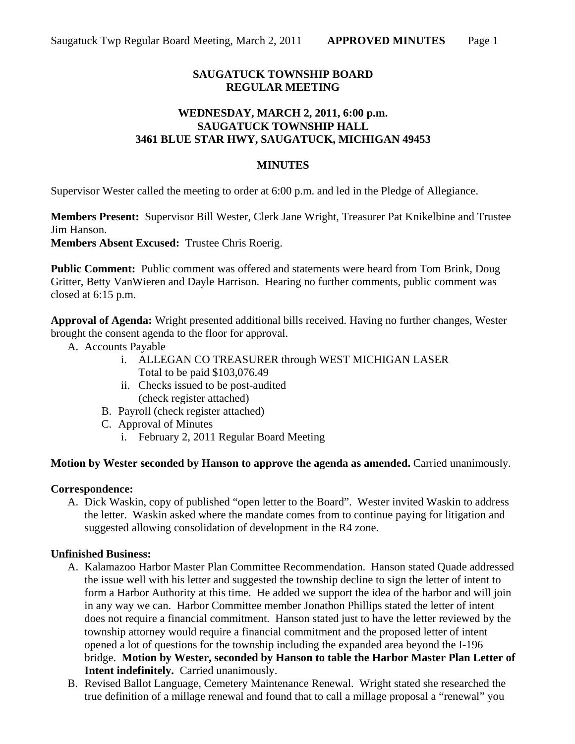# SAUGATUCK TOWNSHIP BOARD
# REGULAR MEETING

## WEDNESDAY, MARCH 2, 2011, 6:00 p.m.
## SAUGATUCK TOWNSHIP HALL
## 3461 BLUE STAR HWY, SAUGATUCK, MICHIGAN 49453

## MINUTES

Supervisor Wester called the meeting to order at 6:00 p.m. and led in the Pledge of Allegiance.

**Members Present:** Supervisor Bill Wester, Clerk Jane Wright, Treasurer Pat Knikelbine and Trustee Jim Hanson.
**Members Absent Excused:** Trustee Chris Roerig.

**Public Comment:** Public comment was offered and statements were heard from Tom Brink, Doug Gritter, Betty VanWieren and Dayle Harrison. Hearing no further comments, public comment was closed at 6:15 p.m.

**Approval of Agenda:** Wright presented additional bills received. Having no further changes, Wester brought the consent agenda to the floor for approval.

A. Accounts Payable
   i. ALLEGAN CO TREASURER through WEST MICHIGAN LASER
      Total to be paid $103,076.49
   ii. Checks issued to be post-audited
      (check register attached)

B. Payroll (check register attached)

C. Approval of Minutes
   i. February 2, 2011 Regular Board Meeting

**Motion by Wester seconded by Hanson to approve the agenda as amended.** Carried unanimously.

**Correspondence:**

A. Dick Waskin, copy of published "open letter to the Board". Wester invited Waskin to address the letter. Waskin asked where the mandate comes from to continue paying for litigation and suggested allowing consolidation of development in the R4 zone.

**Unfinished Business:**

A. Kalamazoo Harbor Master Plan Committee Recommendation. Hanson stated Quade addressed the issue well with his letter and suggested the township decline to sign the letter of intent to form a Harbor Authority at this time. He added we support the idea of the harbor and will join in any way we can. Harbor Committee member Jonathon Phillips stated the letter of intent does not require a financial commitment. Hanson stated just to have the letter reviewed by the township attorney would require a financial commitment and the proposed letter of intent opened a lot of questions for the township including the expanded area beyond the I-196 bridge. **Motion by Wester, seconded by Hanson to table the Harbor Master Plan Letter of Intent indefinitely.** Carried unanimously.

B. Revised Ballot Language, Cemetery Maintenance Renewal. Wright stated she researched the true definition of a millage renewal and found that to call a millage proposal a "renewal" you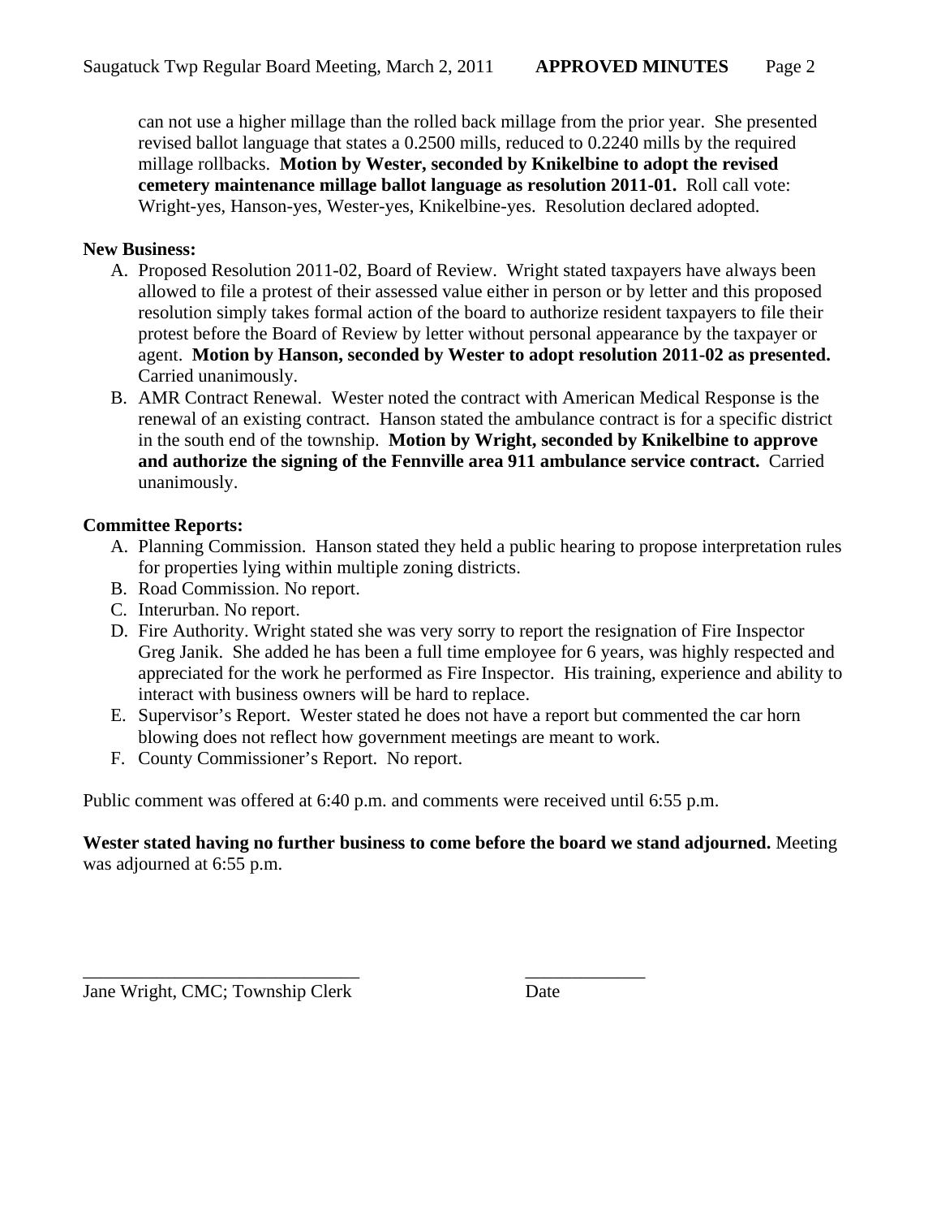can not use a higher millage than the rolled back millage from the prior year. She presented revised ballot language that states a 0.2500 mills, reduced to 0.2240 mills by the required millage rollbacks. **Motion by Wester, seconded by Knikelbine to adopt the revised cemetery maintenance millage ballot language as resolution 2011-01.** Roll call vote: Wright-yes, Hanson-yes, Wester-yes, Knikelbine-yes. Resolution declared adopted.

**New Business:**

A. Proposed Resolution 2011-02, Board of Review. Wright stated taxpayers have always been allowed to file a protest of their assessed value either in person or by letter and this proposed resolution simply takes formal action of the board to authorize resident taxpayers to file their protest before the Board of Review by letter without personal appearance by the taxpayer or agent. **Motion by Hanson, seconded by Wester to adopt resolution 2011-02 as presented.** Carried unanimously.
B. AMR Contract Renewal. Wester noted the contract with American Medical Response is the renewal of an existing contract. Hanson stated the ambulance contract is for a specific district in the south end of the township. **Motion by Wright, seconded by Knikelbine to approve and authorize the signing of the Fennville area 911 ambulance service contract.** Carried unanimously.

**Committee Reports:**

A. Planning Commission. Hanson stated they held a public hearing to propose interpretation rules for properties lying within multiple zoning districts.
B. Road Commission. No report.
C. Interurban. No report.
D. Fire Authority. Wright stated she was very sorry to report the resignation of Fire Inspector Greg Janik. She added he has been a full time employee for 6 years, was highly respected and appreciated for the work he performed as Fire Inspector. His training, experience and ability to interact with business owners will be hard to replace.
E. Supervisor's Report. Wester stated he does not have a report but commented the car horn blowing does not reflect how government meetings are meant to work.
F. County Commissioner's Report. No report.

Public comment was offered at 6:40 p.m. and comments were received until 6:55 p.m.

**Wester stated having no further business to come before the board we stand adjourned.** Meeting was adjourned at 6:55 p.m.

______________________________ _____________
Jane Wright, CMC; Township Clerk Date